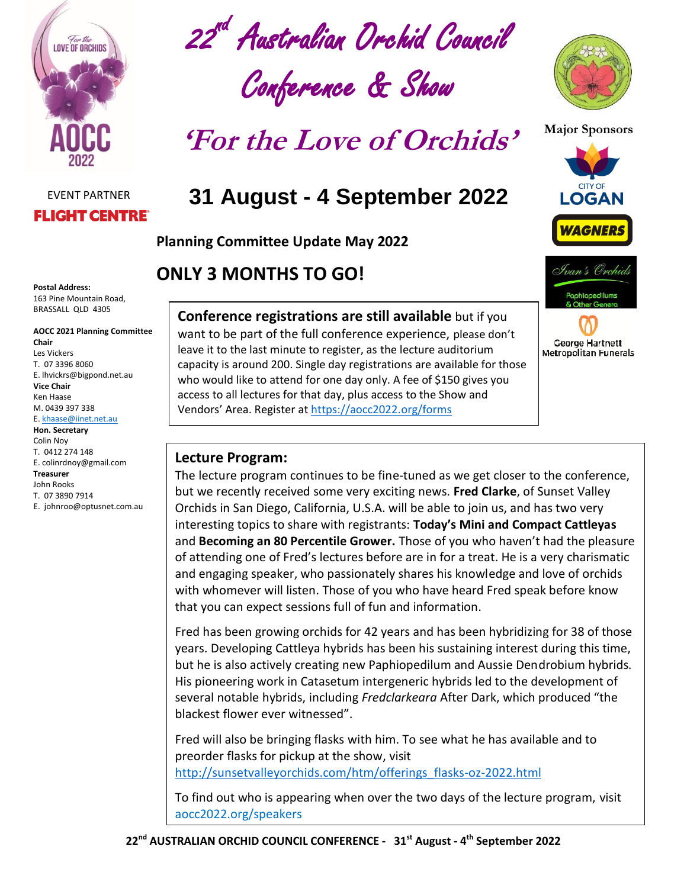# 22nd Australian Orchid Council Conference & Show

## 'For the Love of Orchids'

EVENT PARTNER
FLIGHT CENTRE

Major Sponsors

CITY OF LOGAN

WAGNERS

Ivan's Orchids
Paphiopedilums & Other Genera

George Hartnett Metropolitan Funerals

## 31 August - 4 September 2022

### Planning Committee Update May 2022

## ONLY 3 MONTHS TO GO!

**Postal Address:**
163 Pine Mountain Road,
BRASSALL QLD 4305

**AOCC 2021 Planning Committee**

**Chair**
Les Vickers
T. 07 3396 8060
E. lhvickrs@bigpond.net.au

**Vice Chair**
Ken Haase
M. 0439 397 338
E. khaase@iinet.net.au

**Hon. Secretary**
Colin Noy
T. 0412 274 148
E. colinrdnoy@gmail.com

**Treasurer**
John Rooks
T. 07 3890 7914
E. johnroo@optusnet.com.au

**Conference registrations are still available** but if you want to be part of the full conference experience, please don't leave it to the last minute to register, as the lecture auditorium capacity is around 200. Single day registrations are available for those who would like to attend for one day only. A fee of $150 gives you access to all lectures for that day, plus access to the Show and Vendors' Area. Register at https://aocc2022.org/forms

### Lecture Program:

The lecture program continues to be fine-tuned as we get closer to the conference, but we recently received some very exciting news. **Fred Clarke**, of Sunset Valley Orchids in San Diego, California, U.S.A. will be able to join us, and has two very interesting topics to share with registrants: **Today's Mini and Compact Cattleyas** and **Becoming an 80 Percentile Grower.** Those of you who haven't had the pleasure of attending one of Fred's lectures before are in for a treat. He is a very charismatic and engaging speaker, who passionately shares his knowledge and love of orchids with whomever will listen. Those of you who have heard Fred speak before know that you can expect sessions full of fun and information.

Fred has been growing orchids for 42 years and has been hybridizing for 38 of those years. Developing Cattleya hybrids has been his sustaining interest during this time, but he is also actively creating new Paphiopedilum and Aussie Dendrobium hybrids. His pioneering work in Catasetum intergeneric hybrids led to the development of several notable hybrids, including *Fredclarkeara* After Dark, which produced "the blackest flower ever witnessed".

Fred will also be bringing flasks with him. To see what he has available and to preorder flasks for pickup at the show, visit http://sunsetvalleyorchids.com/htm/offerings_flasks-oz-2022.html

To find out who is appearing when over the two days of the lecture program, visit aocc2022.org/speakers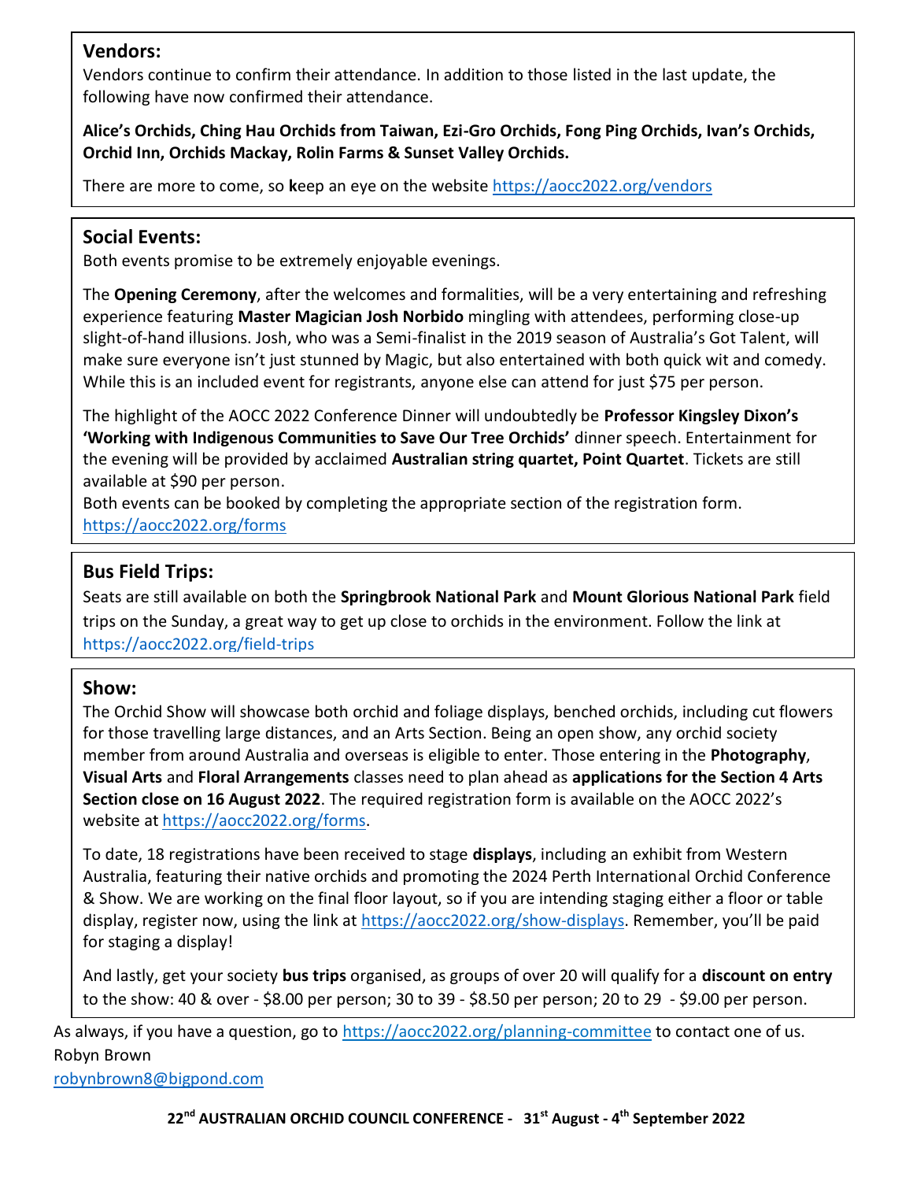## Vendors:

Vendors continue to confirm their attendance. In addition to those listed in the last update, the following have now confirmed their attendance.

**Alice's Orchids, Ching Hau Orchids from Taiwan, Ezi-Gro Orchids, Fong Ping Orchids, Ivan's Orchids, Orchid Inn, Orchids Mackay, Rolin Farms & Sunset Valley Orchids.**

There are more to come, so **k**eep an eye on the website https://aocc2022.org/vendors

## Social Events:

Both events promise to be extremely enjoyable evenings.

The **Opening Ceremony**, after the welcomes and formalities, will be a very entertaining and refreshing experience featuring **Master Magician Josh Norbido** mingling with attendees, performing close-up slight-of-hand illusions. Josh, who was a Semi-finalist in the 2019 season of Australia's Got Talent, will make sure everyone isn't just stunned by Magic, but also entertained with both quick wit and comedy. While this is an included event for registrants, anyone else can attend for just $75 per person.

The highlight of the AOCC 2022 Conference Dinner will undoubtedly be **Professor Kingsley Dixon's 'Working with Indigenous Communities to Save Our Tree Orchids'** dinner speech. Entertainment for the evening will be provided by acclaimed **Australian string quartet, Point Quartet**. Tickets are still available at $90 per person.

Both events can be booked by completing the appropriate section of the registration form. https://aocc2022.org/forms

## Bus Field Trips:

Seats are still available on both the **Springbrook National Park** and **Mount Glorious National Park** field trips on the Sunday, a great way to get up close to orchids in the environment. Follow the link at https://aocc2022.org/field-trips

## Show:

The Orchid Show will showcase both orchid and foliage displays, benched orchids, including cut flowers for those travelling large distances, and an Arts Section. Being an open show, any orchid society member from around Australia and overseas is eligible to enter. Those entering in the **Photography**, **Visual Arts** and **Floral Arrangements** classes need to plan ahead as **applications for the Section 4 Arts Section close on 16 August 2022**. The required registration form is available on the AOCC 2022's website at https://aocc2022.org/forms.

To date, 18 registrations have been received to stage **displays**, including an exhibit from Western Australia, featuring their native orchids and promoting the 2024 Perth International Orchid Conference & Show. We are working on the final floor layout, so if you are intending staging either a floor or table display, register now, using the link at https://aocc2022.org/show-displays. Remember, you'll be paid for staging a display!

And lastly, get your society **bus trips** organised, as groups of over 20 will qualify for a **discount on entry** to the show: 40 & over - $8.00 per person; 30 to 39 - $8.50 per person; 20 to 29 - $9.00 per person.

As always, if you have a question, go to https://aocc2022.org/planning-committee to contact one of us.

Robyn Brown

robynbrown8@bigpond.com